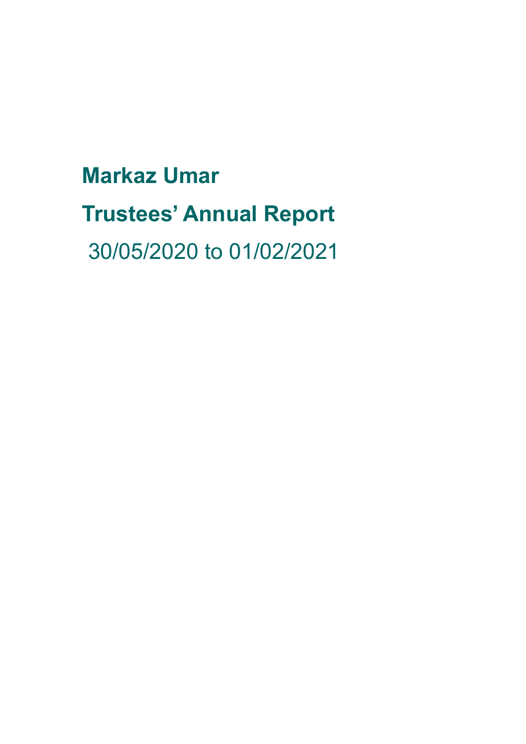# Markaz Umar

# Trustees' Annual Report

30/05/2020 to 01/02/2021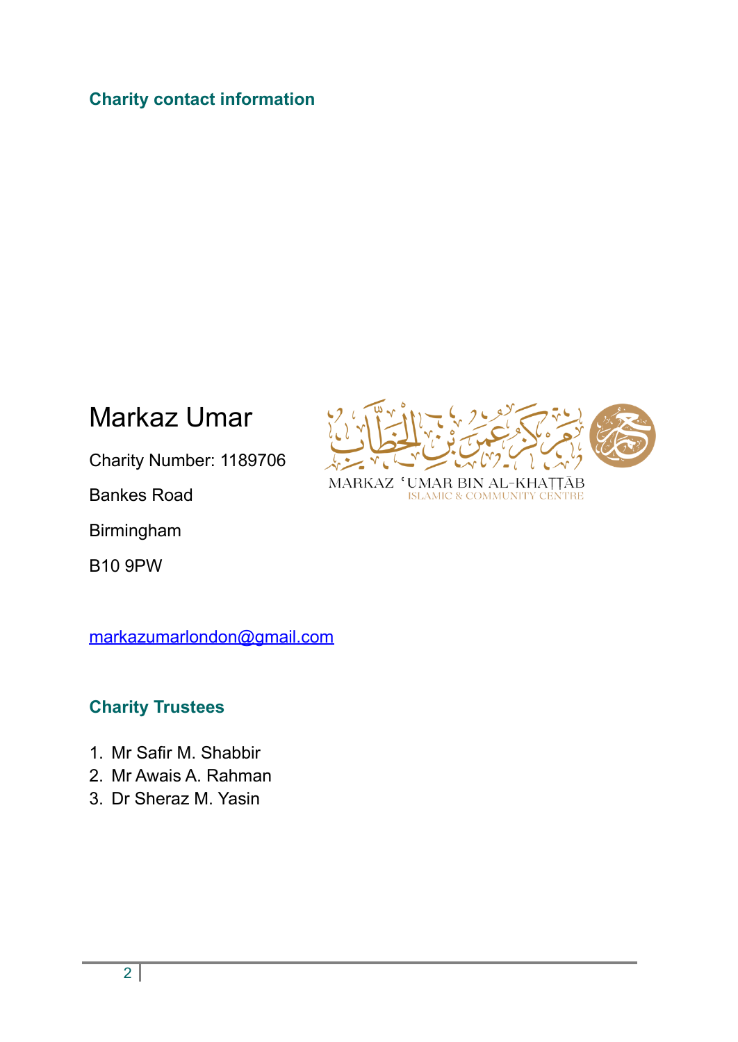## Charity contact information

Markaz Umar

Charity Number: 1189706

Bankes Road

Birmingham

B10 9PW

markazumarlondon@gmail.com

## Charity Trustees

1. Mr Safir M. Shabbir
2. Mr Awais A. Rahman
3. Dr Sheraz M. Yasin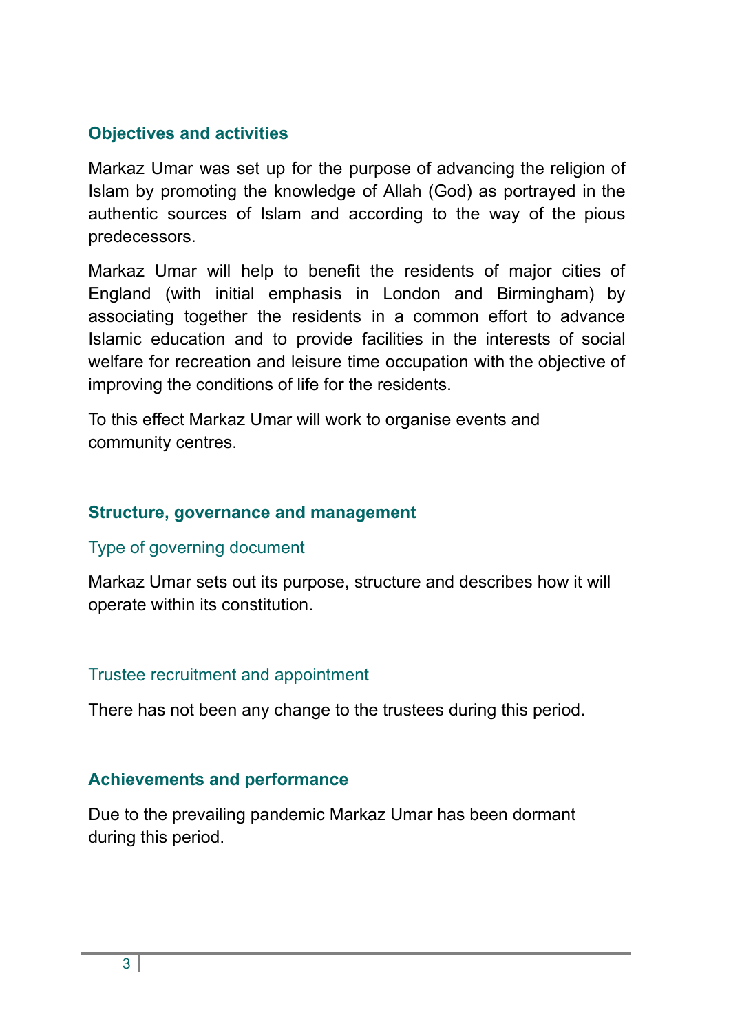## Objectives and activities

Markaz Umar was set up for the purpose of advancing the religion of Islam by promoting the knowledge of Allah (God) as portrayed in the authentic sources of Islam and according to the way of the pious predecessors.

Markaz Umar will help to benefit the residents of major cities of England (with initial emphasis in London and Birmingham) by associating together the residents in a common effort to advance Islamic education and to provide facilities in the interests of social welfare for recreation and leisure time occupation with the objective of improving the conditions of life for the residents.

To this effect Markaz Umar will work to organise events and community centres.

## Structure, governance and management

### Type of governing document

Markaz Umar sets out its purpose, structure and describes how it will operate within its constitution.

### Trustee recruitment and appointment

There has not been any change to the trustees during this period.

## Achievements and performance

Due to the prevailing pandemic Markaz Umar has been dormant during this period.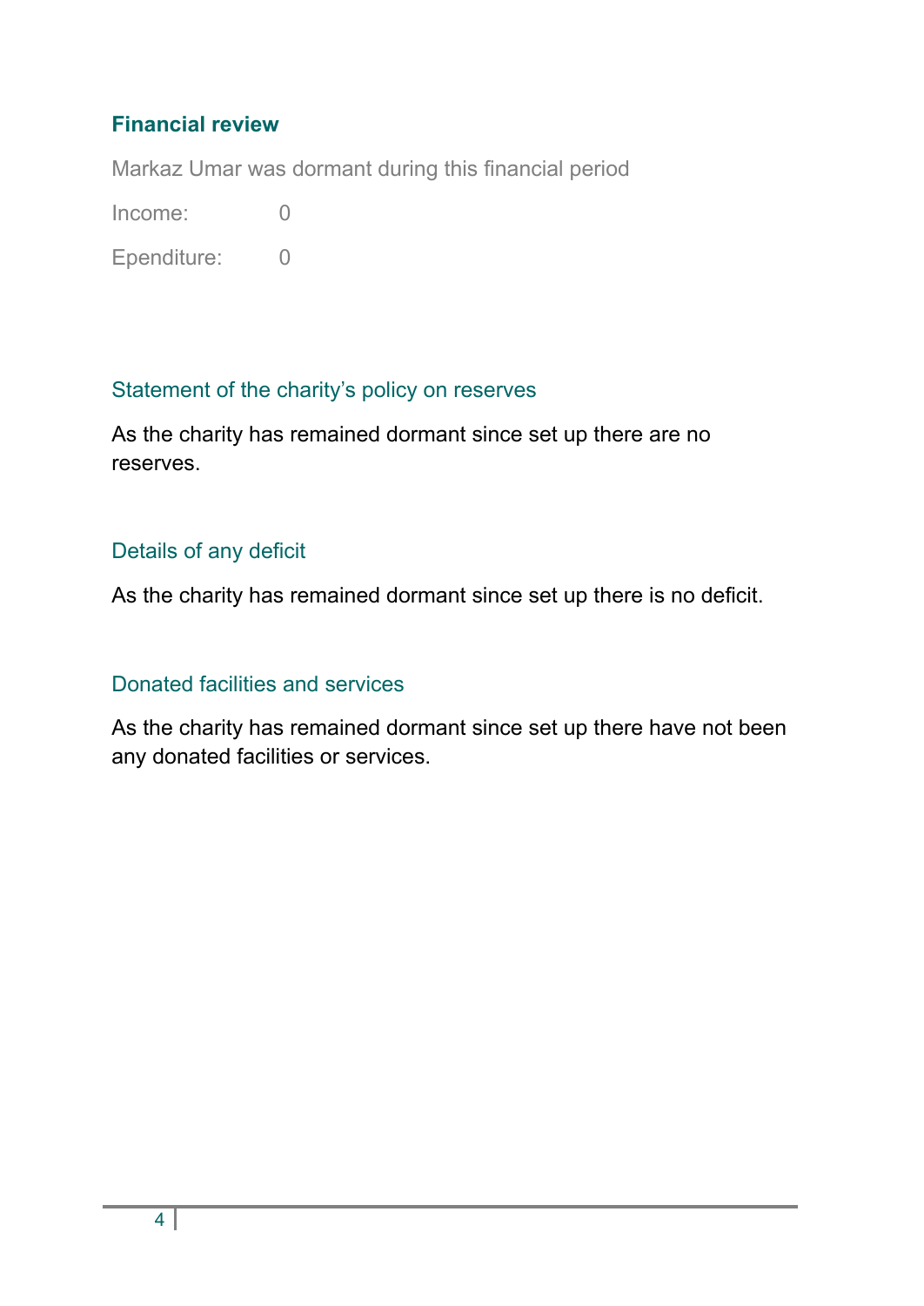## Financial review

Markaz Umar was dormant during this financial period

Income: 0

Ependiture: 0

### Statement of the charity’s policy on reserves

As the charity has remained dormant since set up there are no reserves.

### Details of any deficit

As the charity has remained dormant since set up there is no deficit.

### Donated facilities and services

As the charity has remained dormant since set up there have not been any donated facilities or services.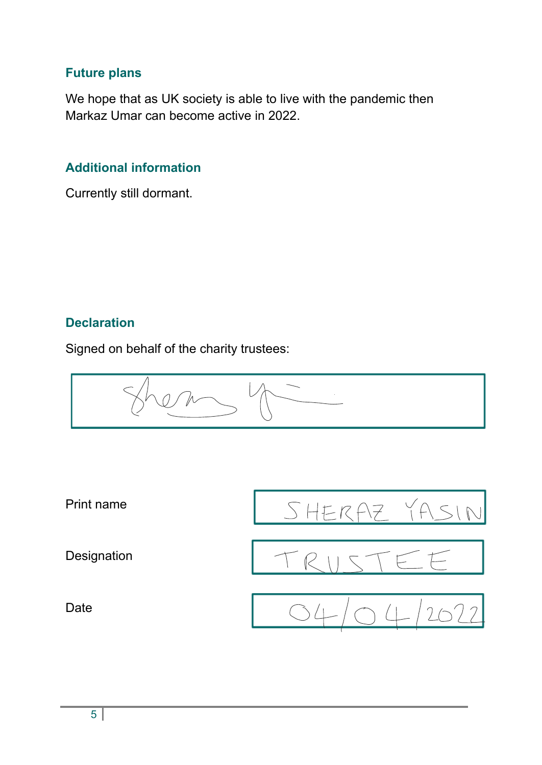### Future plans

We hope that as UK society is able to live with the pandemic then Markaz Umar can become active in 2022.

### Additional information

Currently still dormant.

### Declaration

Signed on behalf of the charity trustees:

| | |
|---|---|
| Print name | SHERAZ YASIN |
| Designation | TRUSTEE |
| Date | 04/04/2022 |